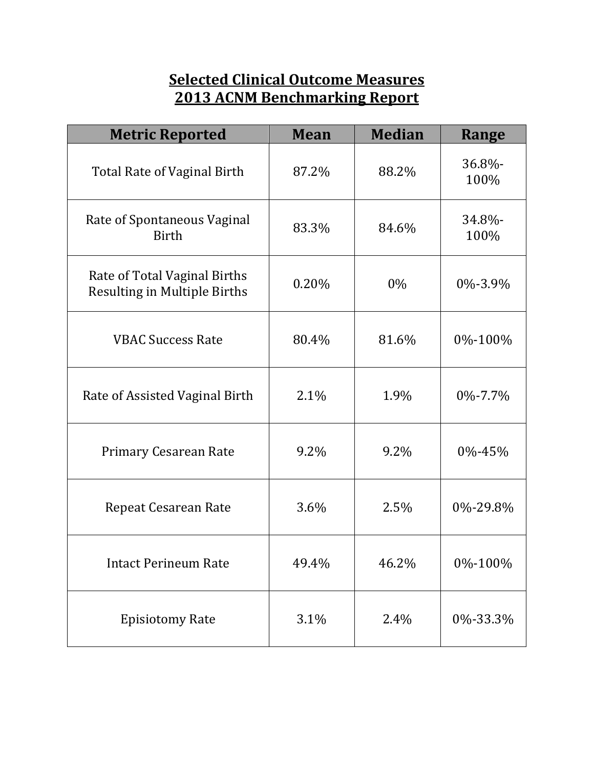# Selected Clinical Outcome Measures
# 2013 ACNM Benchmarking Report

| Metric Reported | Mean | Median | Range |
|---|---|---|---|
| Total Rate of Vaginal Birth | 87.2% | 88.2% | 36.8%-100% |
| Rate of Spontaneous Vaginal Birth | 83.3% | 84.6% | 34.8%-100% |
| Rate of Total Vaginal Births Resulting in Multiple Births | 0.20% | 0% | 0%-3.9% |
| VBAC Success Rate | 80.4% | 81.6% | 0%-100% |
| Rate of Assisted Vaginal Birth | 2.1% | 1.9% | 0%-7.7% |
| Primary Cesarean Rate | 9.2% | 9.2% | 0%-45% |
| Repeat Cesarean Rate | 3.6% | 2.5% | 0%-29.8% |
| Intact Perineum Rate | 49.4% | 46.2% | 0%-100% |
| Episiotomy Rate | 3.1% | 2.4% | 0%-33.3% |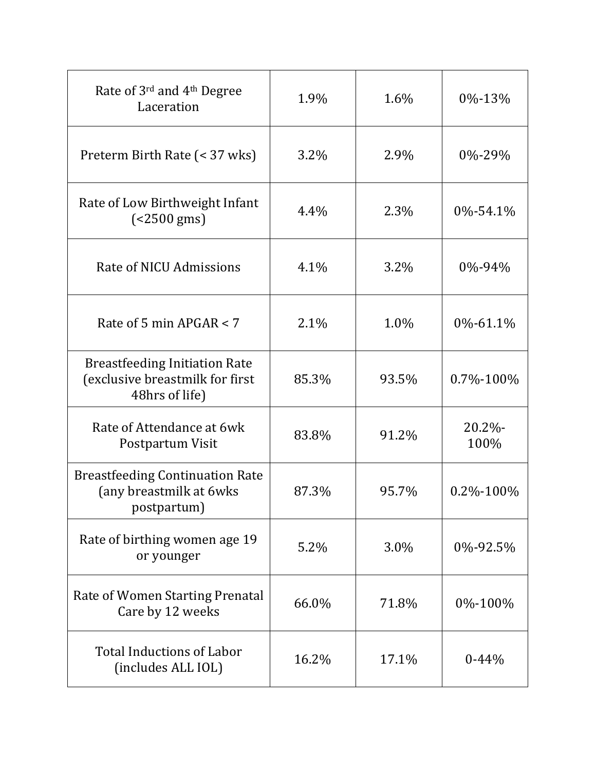| | | | |
|---|---|---|---|
| Rate of 3rd and 4th Degree Laceration | 1.9% | 1.6% | 0%-13% |
| Preterm Birth Rate (< 37 wks) | 3.2% | 2.9% | 0%-29% |
| Rate of Low Birthweight Infant (<2500 gms) | 4.4% | 2.3% | 0%-54.1% |
| Rate of NICU Admissions | 4.1% | 3.2% | 0%-94% |
| Rate of 5 min APGAR < 7 | 2.1% | 1.0% | 0%-61.1% |
| Breastfeeding Initiation Rate (exclusive breastmilk for first 48hrs of life) | 85.3% | 93.5% | 0.7%-100% |
| Rate of Attendance at 6wk Postpartum Visit | 83.8% | 91.2% | 20.2%-100% |
| Breastfeeding Continuation Rate (any breastmilk at 6wks postpartum) | 87.3% | 95.7% | 0.2%-100% |
| Rate of birthing women age 19 or younger | 5.2% | 3.0% | 0%-92.5% |
| Rate of Women Starting Prenatal Care by 12 weeks | 66.0% | 71.8% | 0%-100% |
| Total Inductions of Labor (includes ALL IOL) | 16.2% | 17.1% | 0-44% |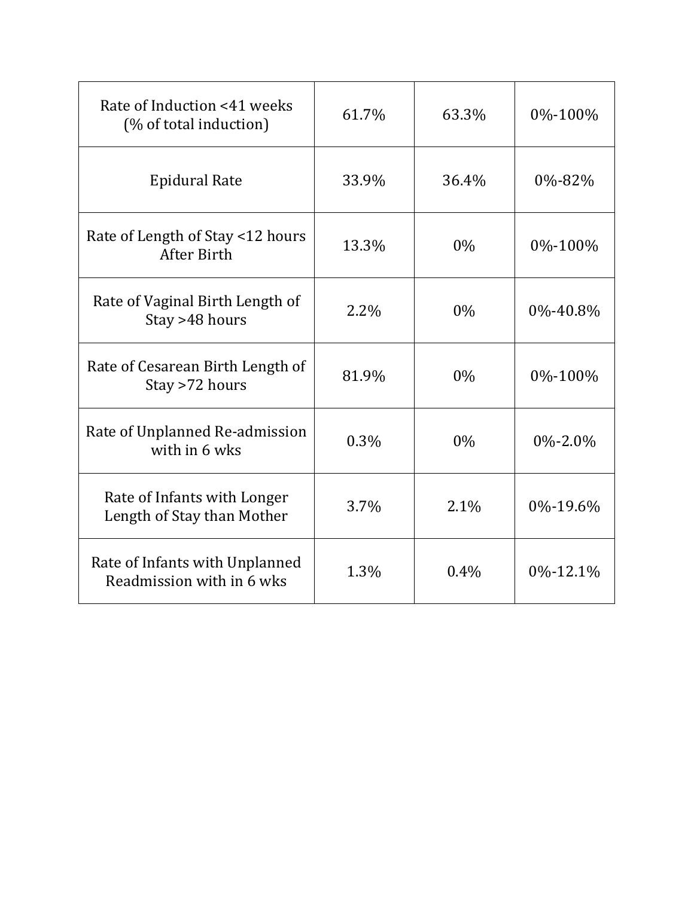| | | | |
|---|---|---|---|
| Rate of Induction <41 weeks (% of total induction) | 61.7% | 63.3% | 0%-100% |
| Epidural Rate | 33.9% | 36.4% | 0%-82% |
| Rate of Length of Stay <12 hours After Birth | 13.3% | 0% | 0%-100% |
| Rate of Vaginal Birth Length of Stay >48 hours | 2.2% | 0% | 0%-40.8% |
| Rate of Cesarean Birth Length of Stay >72 hours | 81.9% | 0% | 0%-100% |
| Rate of Unplanned Re-admission with in 6 wks | 0.3% | 0% | 0%-2.0% |
| Rate of Infants with Longer Length of Stay than Mother | 3.7% | 2.1% | 0%-19.6% |
| Rate of Infants with Unplanned Readmission with in 6 wks | 1.3% | 0.4% | 0%-12.1% |